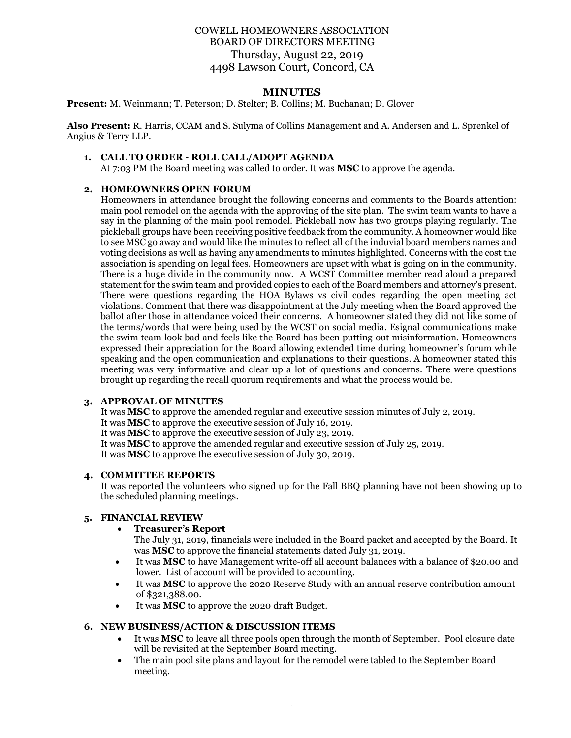COWELL HOMEOWNERS ASSOCIATION
BOARD OF DIRECTORS MEETING
Thursday, August 22, 2019
4498 Lawson Court, Concord, CA

# MINUTES

**Present:** M. Weinmann; T. Peterson; D. Stelter; B. Collins; M. Buchanan; D. Glover

**Also Present:** R. Harris, CCAM and S. Sulyma of Collins Management and A. Andersen and L. Sprenkel of Angius & Terry LLP.

1. **CALL TO ORDER - ROLL CALL/ADOPT AGENDA**
   At 7:03 PM the Board meeting was called to order. It was **MSC** to approve the agenda.

2. **HOMEOWNERS OPEN FORUM**
   Homeowners in attendance brought the following concerns and comments to the Boards attention: main pool remodel on the agenda with the approving of the site plan. The swim team wants to have a say in the planning of the main pool remodel. Pickleball now has two groups playing regularly. The pickleball groups have been receiving positive feedback from the community. A homeowner would like to see MSC go away and would like the minutes to reflect all of the induvial board members names and voting decisions as well as having any amendments to minutes highlighted. Concerns with the cost the association is spending on legal fees. Homeowners are upset with what is going on in the community. There is a huge divide in the community now. A WCST Committee member read aloud a prepared statement for the swim team and provided copies to each of the Board members and attorney's present. There were questions regarding the HOA Bylaws vs civil codes regarding the open meeting act violations. Comment that there was disappointment at the July meeting when the Board approved the ballot after those in attendance voiced their concerns. A homeowner stated they did not like some of the terms/words that were being used by the WCST on social media. Esignal communications make the swim team look bad and feels like the Board has been putting out misinformation. Homeowners expressed their appreciation for the Board allowing extended time during homeowner's forum while speaking and the open communication and explanations to their questions. A homeowner stated this meeting was very informative and clear up a lot of questions and concerns. There were questions brought up regarding the recall quorum requirements and what the process would be.

3. **APPROVAL OF MINUTES**
   It was **MSC** to approve the amended regular and executive session minutes of July 2, 2019.
   It was **MSC** to approve the executive session of July 16, 2019.
   It was **MSC** to approve the executive session of July 23, 2019.
   It was **MSC** to approve the amended regular and executive session of July 25, 2019.
   It was **MSC** to approve the executive session of July 30, 2019.

4. **COMMITTEE REPORTS**
   It was reported the volunteers who signed up for the Fall BBQ planning have not been showing up to the scheduled planning meetings.

5. **FINANCIAL REVIEW**
   - **Treasurer's Report**
     The July 31, 2019, financials were included in the Board packet and accepted by the Board. It was **MSC** to approve the financial statements dated July 31, 2019.
   - It was **MSC** to have Management write-off all account balances with a balance of $20.00 and lower. List of account will be provided to accounting.
   - It was **MSC** to approve the 2020 Reserve Study with an annual reserve contribution amount of $321,388.00.
   - It was **MSC** to approve the 2020 draft Budget.

6. **NEW BUSINESS/ACTION & DISCUSSION ITEMS**
   - It was **MSC** to leave all three pools open through the month of September. Pool closure date will be revisited at the September Board meeting.
   - The main pool site plans and layout for the remodel were tabled to the September Board meeting.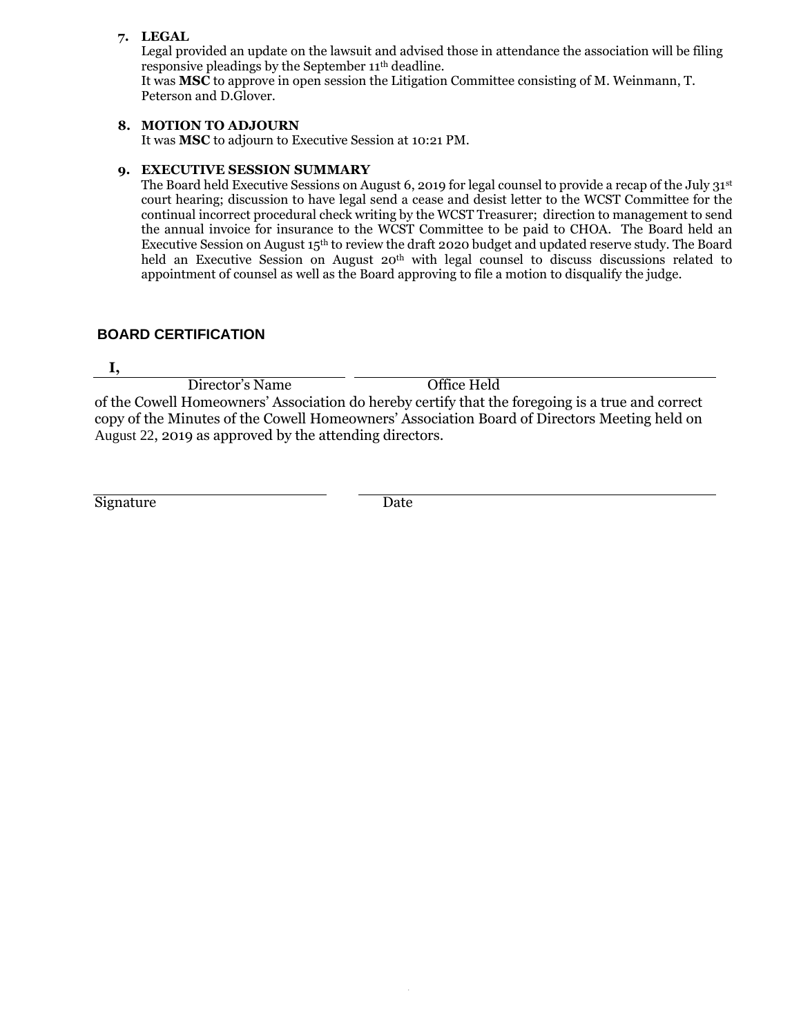7. **LEGAL**
   Legal provided an update on the lawsuit and advised those in attendance the association will be filing responsive pleadings by the September 11th deadline.
   It was **MSC** to approve in open session the Litigation Committee consisting of M. Weinmann, T. Peterson and D.Glover.

8. **MOTION TO ADJOURN**
   It was **MSC** to adjourn to Executive Session at 10:21 PM.

9. **EXECUTIVE SESSION SUMMARY**
   The Board held Executive Sessions on August 6, 2019 for legal counsel to provide a recap of the July 31st court hearing; discussion to have legal send a cease and desist letter to the WCST Committee for the continual incorrect procedural check writing by the WCST Treasurer; direction to management to send the annual invoice for insurance to the WCST Committee to be paid to CHOA. The Board held an Executive Session on August 15th to review the draft 2020 budget and updated reserve study. The Board held an Executive Session on August 20th with legal counsel to discuss discussions related to appointment of counsel as well as the Board approving to file a motion to disqualify the judge.

## BOARD CERTIFICATION

**I,** ______________________________ ______________________________
Director's Name Office Held

of the Cowell Homeowners' Association do hereby certify that the foregoing is a true and correct copy of the Minutes of the Cowell Homeowners' Association Board of Directors Meeting held on August 22, 2019 as approved by the attending directors.

______________________________ ______________________________
Signature Date